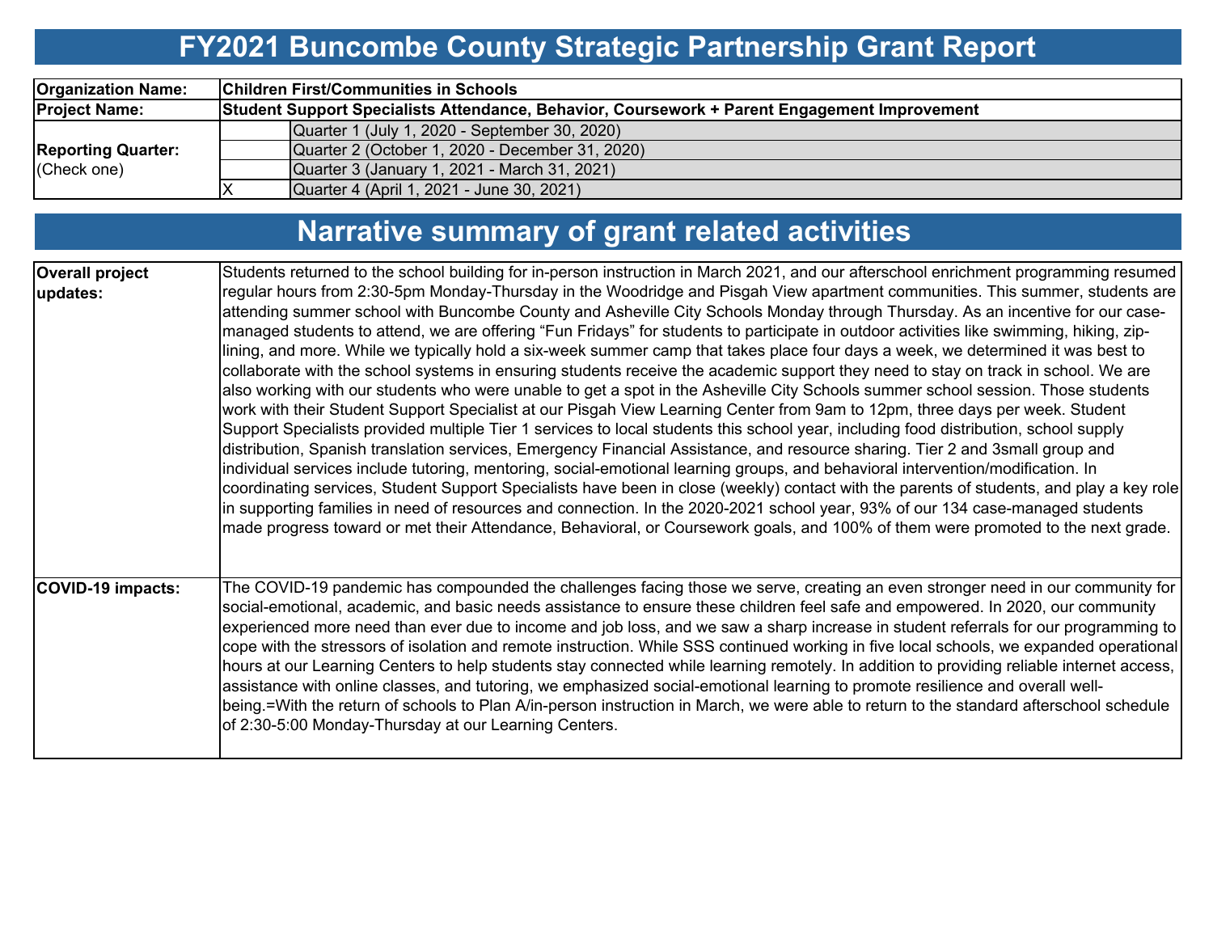# FY2021 Buncombe County Strategic Partnership Grant Report

| | | |
|---|---|---|
| **Organization Name:** | **Children First/Communities in Schools** | |
| **Project Name:** | **Student Support Specialists Attendance, Behavior, Coursework + Parent Engagement Improvement** | |
| **Reporting Quarter:** (Check one) | | Quarter 1 (July 1, 2020 - September 30, 2020) |
| | | Quarter 2 (October 1, 2020 - December 31, 2020) |
| | | Quarter 3 (January 1, 2021 - March 31, 2021) |
| | X | Quarter 4 (April 1, 2021 - June 30, 2021) |

## Narrative summary of grant related activities

| | |
|---|---|
| **Overall project updates:** | Students returned to the school building for in-person instruction in March 2021, and our afterschool enrichment programming resumed regular hours from 2:30-5pm Monday-Thursday in the Woodridge and Pisgah View apartment communities. This summer, students are attending summer school with Buncombe County and Asheville City Schools Monday through Thursday. As an incentive for our case-managed students to attend, we are offering "Fun Fridays" for students to participate in outdoor activities like swimming, hiking, zip-lining, and more. While we typically hold a six-week summer camp that takes place four days a week, we determined it was best to collaborate with the school systems in ensuring students receive the academic support they need to stay on track in school. We are also working with our students who were unable to get a spot in the Asheville City Schools summer school session. Those students work with their Student Support Specialist at our Pisgah View Learning Center from 9am to 12pm, three days per week. Student Support Specialists provided multiple Tier 1 services to local students this school year, including food distribution, school supply distribution, Spanish translation services, Emergency Financial Assistance, and resource sharing. Tier 2 and 3small group and individual services include tutoring, mentoring, social-emotional learning groups, and behavioral intervention/modification. In coordinating services, Student Support Specialists have been in close (weekly) contact with the parents of students, and play a key role in supporting families in need of resources and connection. In the 2020-2021 school year, 93% of our 134 case-managed students made progress toward or met their Attendance, Behavioral, or Coursework goals, and 100% of them were promoted to the next grade. |
| **COVID-19 impacts:** | The COVID-19 pandemic has compounded the challenges facing those we serve, creating an even stronger need in our community for social-emotional, academic, and basic needs assistance to ensure these children feel safe and empowered. In 2020, our community experienced more need than ever due to income and job loss, and we saw a sharp increase in student referrals for our programming to cope with the stressors of isolation and remote instruction. While SSS continued working in five local schools, we expanded operational hours at our Learning Centers to help students stay connected while learning remotely. In addition to providing reliable internet access, assistance with online classes, and tutoring, we emphasized social-emotional learning to promote resilience and overall well-being.=With the return of schools to Plan A/in-person instruction in March, we were able to return to the standard afterschool schedule of 2:30-5:00 Monday-Thursday at our Learning Centers. |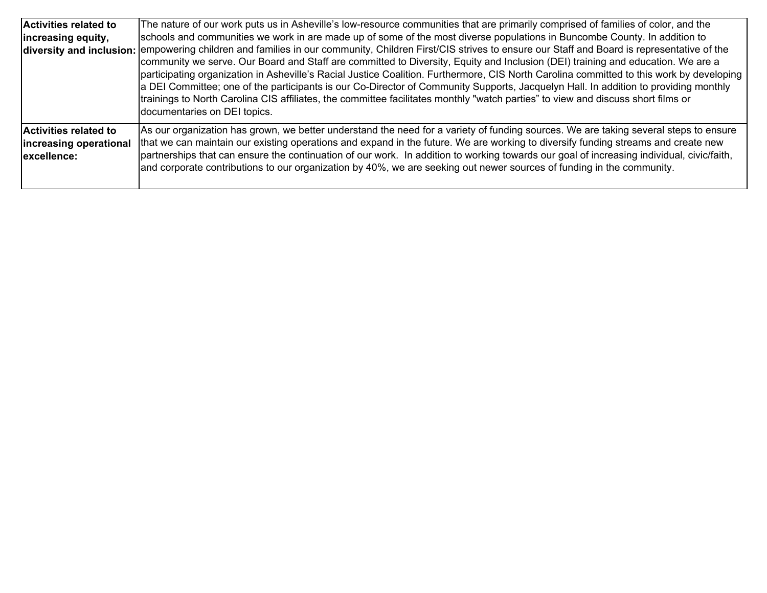| | |
|---|---|
| **Activities related to increasing equity, diversity and inclusion:** | The nature of our work puts us in Asheville's low-resource communities that are primarily comprised of families of color, and the schools and communities we work in are made up of some of the most diverse populations in Buncombe County. In addition to empowering children and families in our community, Children First/CIS strives to ensure our Staff and Board is representative of the community we serve. Our Board and Staff are committed to Diversity, Equity and Inclusion (DEI) training and education. We are a participating organization in Asheville's Racial Justice Coalition. Furthermore, CIS North Carolina committed to this work by developing a DEI Committee; one of the participants is our Co-Director of Community Supports, Jacquelyn Hall. In addition to providing monthly trainings to North Carolina CIS affiliates, the committee facilitates monthly "watch parties" to view and discuss short films or documentaries on DEI topics. |
| **Activities related to increasing operational excellence:** | As our organization has grown, we better understand the need for a variety of funding sources. We are taking several steps to ensure that we can maintain our existing operations and expand in the future. We are working to diversify funding streams and create new partnerships that can ensure the continuation of our work. In addition to working towards our goal of increasing individual, civic/faith, and corporate contributions to our organization by 40%, we are seeking out newer sources of funding in the community. |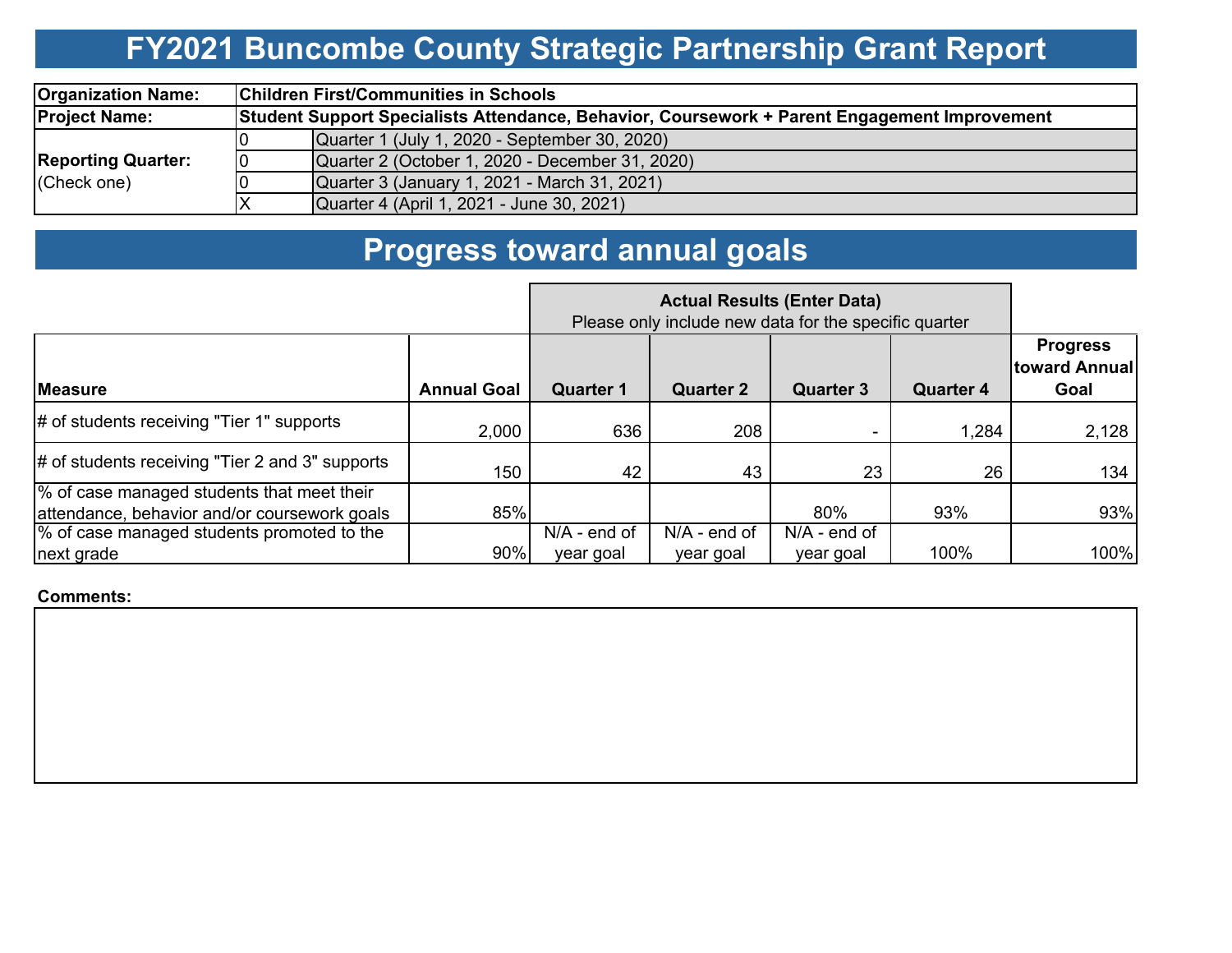# FY2021 Buncombe County Strategic Partnership Grant Report

| | | |
|---|---|---|
| **Organization Name:** | **Children First/Communities in Schools** | |
| **Project Name:** | **Student Support Specialists Attendance, Behavior, Coursework + Parent Engagement Improvement** | |
| **Reporting Quarter:** (Check one) | 0 | Quarter 1 (July 1, 2020 - September 30, 2020) |
| | 0 | Quarter 2 (October 1, 2020 - December 31, 2020) |
| | 0 | Quarter 3 (January 1, 2021 - March 31, 2021) |
| | X | Quarter 4 (April 1, 2021 - June 30, 2021) |

# Progress toward annual goals

| | | **Actual Results (Enter Data)** Please only include new data for the specific quarter | | | | |
|---|---|---|---|---|---|---|
| **Measure** | **Annual Goal** | **Quarter 1** | **Quarter 2** | **Quarter 3** | **Quarter 4** | **Progress toward Annual Goal** |
| # of students receiving "Tier 1" supports | 2,000 | 636 | 208 | - | 1,284 | 2,128 |
| # of students receiving "Tier 2 and 3" supports | 150 | 42 | 43 | 23 | 26 | 134 |
| % of case managed students that meet their attendance, behavior and/or coursework goals | 85% | | | 80% | 93% | 93% |
| % of case managed students promoted to the next grade | 90% | N/A - end of year goal | N/A - end of year goal | N/A - end of year goal | 100% | 100% |

**Comments:**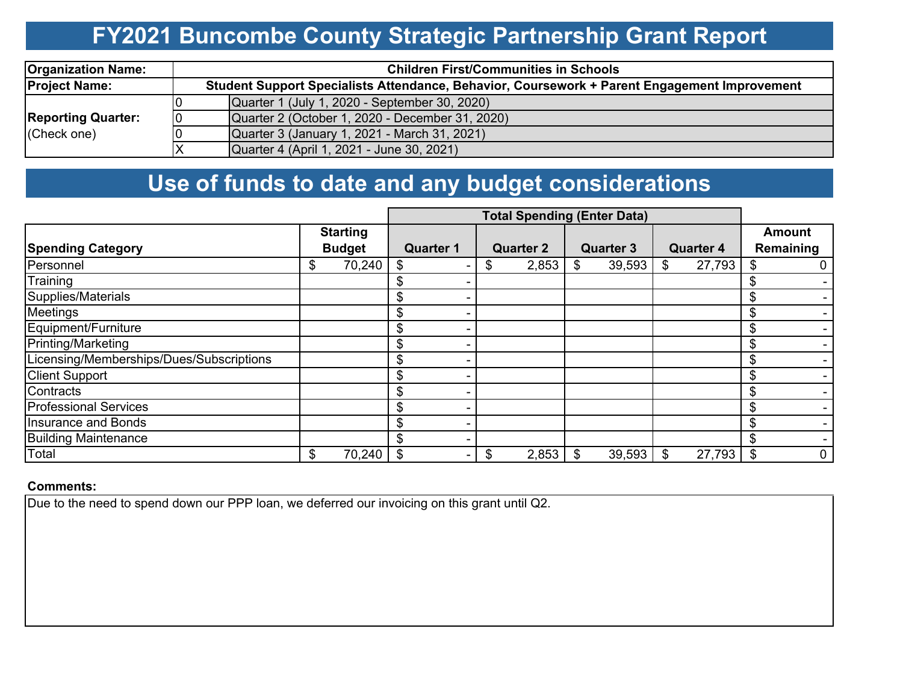# FY2021 Buncombe County Strategic Partnership Grant Report

| | | |
|---|---|---|
| **Organization Name:** | **Children First/Communities in Schools** | |
| **Project Name:** | **Student Support Specialists Attendance, Behavior, Coursework + Parent Engagement Improvement** | |
| **Reporting Quarter:** (Check one) | 0 | Quarter 1 (July 1, 2020 - September 30, 2020) |
| | 0 | Quarter 2 (October 1, 2020 - December 31, 2020) |
| | 0 | Quarter 3 (January 1, 2021 - March 31, 2021) |
| | X | Quarter 4 (April 1, 2021 - June 30, 2021) |

# Use of funds to date and any budget considerations

| | | Total Spending (Enter Data) | | | | |
|---|---|---|---|---|---|---|
| **Spending Category** | **Starting Budget** | **Quarter 1** | **Quarter 2** | **Quarter 3** | **Quarter 4** | **Amount Remaining** |
| Personnel | $ 70,240 | $ - | $ 2,853 | $ 39,593 | $ 27,793 | $ 0 |
| Training | | $ - | | | | $ - |
| Supplies/Materials | | $ - | | | | $ - |
| Meetings | | $ - | | | | $ - |
| Equipment/Furniture | | $ - | | | | $ - |
| Printing/Marketing | | $ - | | | | $ - |
| Licensing/Memberships/Dues/Subscriptions | | $ - | | | | $ - |
| Client Support | | $ - | | | | $ - |
| Contracts | | $ - | | | | $ - |
| Professional Services | | $ - | | | | $ - |
| Insurance and Bonds | | $ - | | | | $ - |
| Building Maintenance | | $ - | | | | $ - |
| Total | $ 70,240 | $ - | $ 2,853 | $ 39,593 | $ 27,793 | $ 0 |

**Comments:**

Due to the need to spend down our PPP loan, we deferred our invoicing on this grant until Q2.